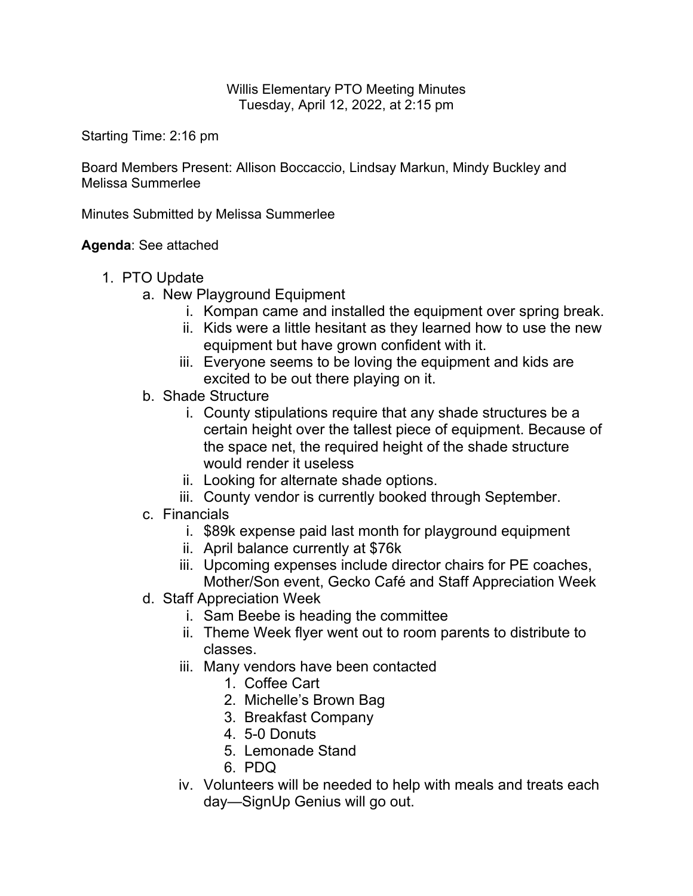Willis Elementary PTO Meeting Minutes
Tuesday, April 12, 2022, at 2:15 pm

Starting Time: 2:16 pm

Board Members Present: Allison Boccaccio, Lindsay Markun, Mindy Buckley and Melissa Summerlee

Minutes Submitted by Melissa Summerlee

**Agenda**: See attached

1. PTO Update
   a. New Playground Equipment
      i. Kompan came and installed the equipment over spring break.
      ii. Kids were a little hesitant as they learned how to use the new equipment but have grown confident with it.
      iii. Everyone seems to be loving the equipment and kids are excited to be out there playing on it.
   b. Shade Structure
      i. County stipulations require that any shade structures be a certain height over the tallest piece of equipment. Because of the space net, the required height of the shade structure would render it useless
      ii. Looking for alternate shade options.
      iii. County vendor is currently booked through September.
   c. Financials
      i. $89k expense paid last month for playground equipment
      ii. April balance currently at $76k
      iii. Upcoming expenses include director chairs for PE coaches, Mother/Son event, Gecko Café and Staff Appreciation Week
   d. Staff Appreciation Week
      i. Sam Beebe is heading the committee
      ii. Theme Week flyer went out to room parents to distribute to classes.
      iii. Many vendors have been contacted
         1. Coffee Cart
         2. Michelle's Brown Bag
         3. Breakfast Company
         4. 5-0 Donuts
         5. Lemonade Stand
         6. PDQ
      iv. Volunteers will be needed to help with meals and treats each day—SignUp Genius will go out.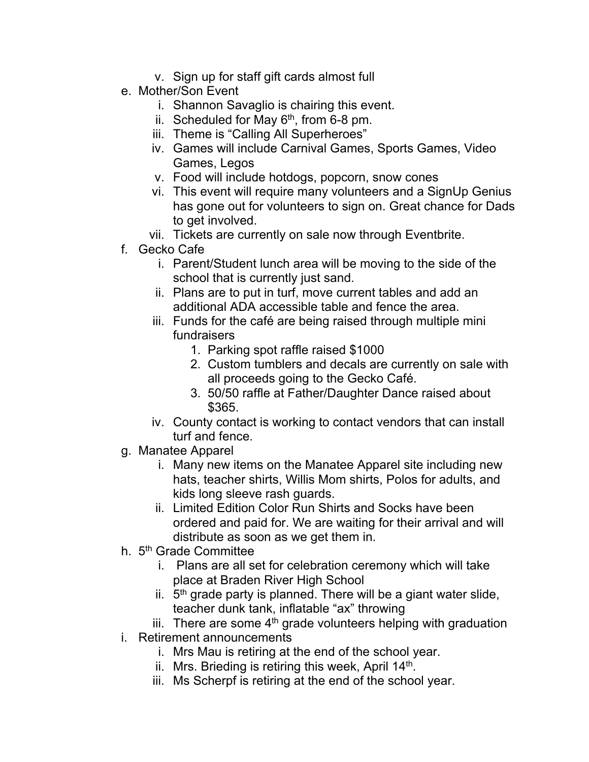v. Sign up for staff gift cards almost full

e. Mother/Son Event
   i. Shannon Savaglio is chairing this event.
   ii. Scheduled for May 6th, from 6-8 pm.
   iii. Theme is "Calling All Superheroes"
   iv. Games will include Carnival Games, Sports Games, Video Games, Legos
   v. Food will include hotdogs, popcorn, snow cones
   vi. This event will require many volunteers and a SignUp Genius has gone out for volunteers to sign on. Great chance for Dads to get involved.
   vii. Tickets are currently on sale now through Eventbrite.

f. Gecko Cafe
   i. Parent/Student lunch area will be moving to the side of the school that is currently just sand.
   ii. Plans are to put in turf, move current tables and add an additional ADA accessible table and fence the area.
   iii. Funds for the café are being raised through multiple mini fundraisers
      1. Parking spot raffle raised $1000
      2. Custom tumblers and decals are currently on sale with all proceeds going to the Gecko Café.
      3. 50/50 raffle at Father/Daughter Dance raised about $365.
   iv. County contact is working to contact vendors that can install turf and fence.

g. Manatee Apparel
   i. Many new items on the Manatee Apparel site including new hats, teacher shirts, Willis Mom shirts, Polos for adults, and kids long sleeve rash guards.
   ii. Limited Edition Color Run Shirts and Socks have been ordered and paid for. We are waiting for their arrival and will distribute as soon as we get them in.

h. 5th Grade Committee
   i. Plans are all set for celebration ceremony which will take place at Braden River High School
   ii. 5th grade party is planned. There will be a giant water slide, teacher dunk tank, inflatable "ax" throwing
   iii. There are some 4th grade volunteers helping with graduation

i. Retirement announcements
   i. Mrs Mau is retiring at the end of the school year.
   ii. Mrs. Brieding is retiring this week, April 14th.
   iii. Ms Scherpf is retiring at the end of the school year.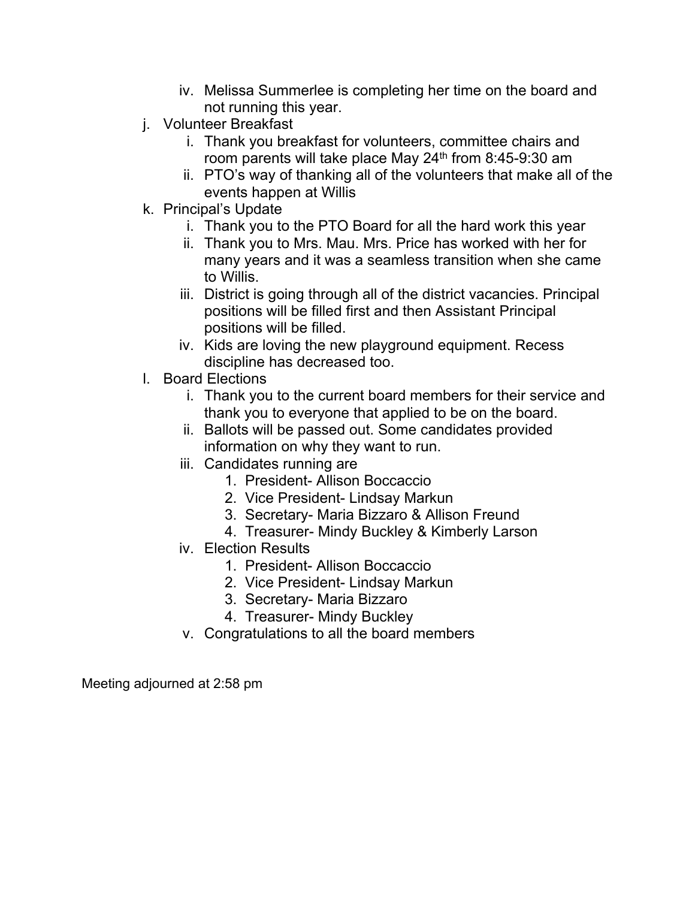iv. Melissa Summerlee is completing her time on the board and not running this year.

j. Volunteer Breakfast
   i. Thank you breakfast for volunteers, committee chairs and room parents will take place May 24th from 8:45-9:30 am
   ii. PTO's way of thanking all of the volunteers that make all of the events happen at Willis

k. Principal's Update
   i. Thank you to the PTO Board for all the hard work this year
   ii. Thank you to Mrs. Mau. Mrs. Price has worked with her for many years and it was a seamless transition when she came to Willis.
   iii. District is going through all of the district vacancies. Principal positions will be filled first and then Assistant Principal positions will be filled.
   iv. Kids are loving the new playground equipment. Recess discipline has decreased too.

l. Board Elections
   i. Thank you to the current board members for their service and thank you to everyone that applied to be on the board.
   ii. Ballots will be passed out. Some candidates provided information on why they want to run.
   iii. Candidates running are
      1. President- Allison Boccaccio
      2. Vice President- Lindsay Markun
      3. Secretary- Maria Bizzaro & Allison Freund
      4. Treasurer- Mindy Buckley & Kimberly Larson
   iv. Election Results
      1. President- Allison Boccaccio
      2. Vice President- Lindsay Markun
      3. Secretary- Maria Bizzaro
      4. Treasurer- Mindy Buckley
   v. Congratulations to all the board members

Meeting adjourned at 2:58 pm